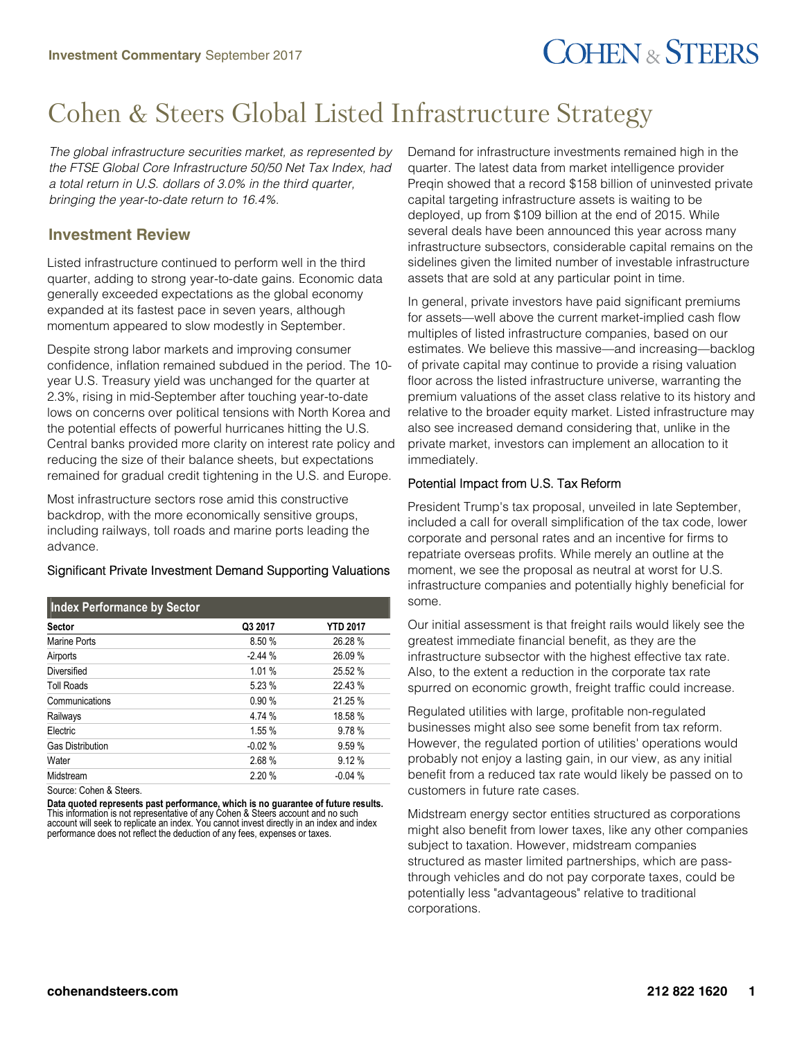Investment Commentary September 2017

# Cohen & Steers Global Listed Infrastructure Strategy

*The global infrastructure securities market, as represented by the FTSE Global Core Infrastructure 50/50 Net Tax Index, had a total return in U.S. dollars of 3.0% in the third quarter, bringing the year-to-date return to 16.4%.*

## Investment Review

Listed infrastructure continued to perform well in the third quarter, adding to strong year-to-date gains. Economic data generally exceeded expectations as the global economy expanded at its fastest pace in seven years, although momentum appeared to slow modestly in September.

Despite strong labor markets and improving consumer confidence, inflation remained subdued in the period. The 10-year U.S. Treasury yield was unchanged for the quarter at 2.3%, rising in mid-September after touching year-to-date lows on concerns over political tensions with North Korea and the potential effects of powerful hurricanes hitting the U.S. Central banks provided more clarity on interest rate policy and reducing the size of their balance sheets, but expectations remained for gradual credit tightening in the U.S. and Europe.

Most infrastructure sectors rose amid this constructive backdrop, with the more economically sensitive groups, including railways, toll roads and marine ports leading the advance.

**Index Performance by Sector**

| Sector | Q3 2017 | YTD 2017 |
|---|---|---|
| Marine Ports | 8.50 % | 26.28 % |
| Airports | -2.44 % | 26.09 % |
| Diversified | 1.01 % | 25.52 % |
| Toll Roads | 5.23 % | 22.43 % |
| Communications | 0.90 % | 21.25 % |
| Railways | 4.74 % | 18.58 % |
| Electric | 1.55 % | 9.78 % |
| Gas Distribution | -0.02 % | 9.59 % |
| Water | 2.68 % | 9.12 % |
| Midstream | 2.20 % | -0.04 % |

Source: Cohen & Steers.

**Data quoted represents past performance, which is no guarantee of future results.** This information is not representative of any Cohen & Steers account and no such account will seek to replicate an index. You cannot invest directly in an index and index performance does not reflect the deduction of any fees, expenses or taxes.

### Significant Private Investment Demand Supporting Valuations

Demand for infrastructure investments remained high in the quarter. The latest data from market intelligence provider Preqin showed that a record $158 billion of uninvested private capital targeting infrastructure assets is waiting to be deployed, up from $109 billion at the end of 2015. While several deals have been announced this year across many infrastructure subsectors, considerable capital remains on the sidelines given the limited number of investable infrastructure assets that are sold at any particular point in time.

In general, private investors have paid significant premiums for assets—well above the current market-implied cash flow multiples of listed infrastructure companies, based on our estimates. We believe this massive—and increasing—backlog of private capital may continue to provide a rising valuation floor across the listed infrastructure universe, warranting the premium valuations of the asset class relative to its history and relative to the broader equity market. Listed infrastructure may also see increased demand considering that, unlike in the private market, investors can implement an allocation to it immediately.

### Potential Impact from U.S. Tax Reform

President Trump's tax proposal, unveiled in late September, included a call for overall simplification of the tax code, lower corporate and personal rates and an incentive for firms to repatriate overseas profits. While merely an outline at the moment, we see the proposal as neutral at worst for U.S. infrastructure companies and potentially highly beneficial for some.

Our initial assessment is that freight rails would likely see the greatest immediate financial benefit, as they are the infrastructure subsector with the highest effective tax rate. Also, to the extent a reduction in the corporate tax rate spurred on economic growth, freight traffic could increase.

Regulated utilities with large, profitable non-regulated businesses might also see some benefit from tax reform. However, the regulated portion of utilities' operations would probably not enjoy a lasting gain, in our view, as any initial benefit from a reduced tax rate would likely be passed on to customers in future rate cases.

Midstream energy sector entities structured as corporations might also benefit from lower taxes, like any other companies subject to taxation. However, midstream companies structured as master limited partnerships, which are pass-through vehicles and do not pay corporate taxes, could be potentially less "advantageous" relative to traditional corporations.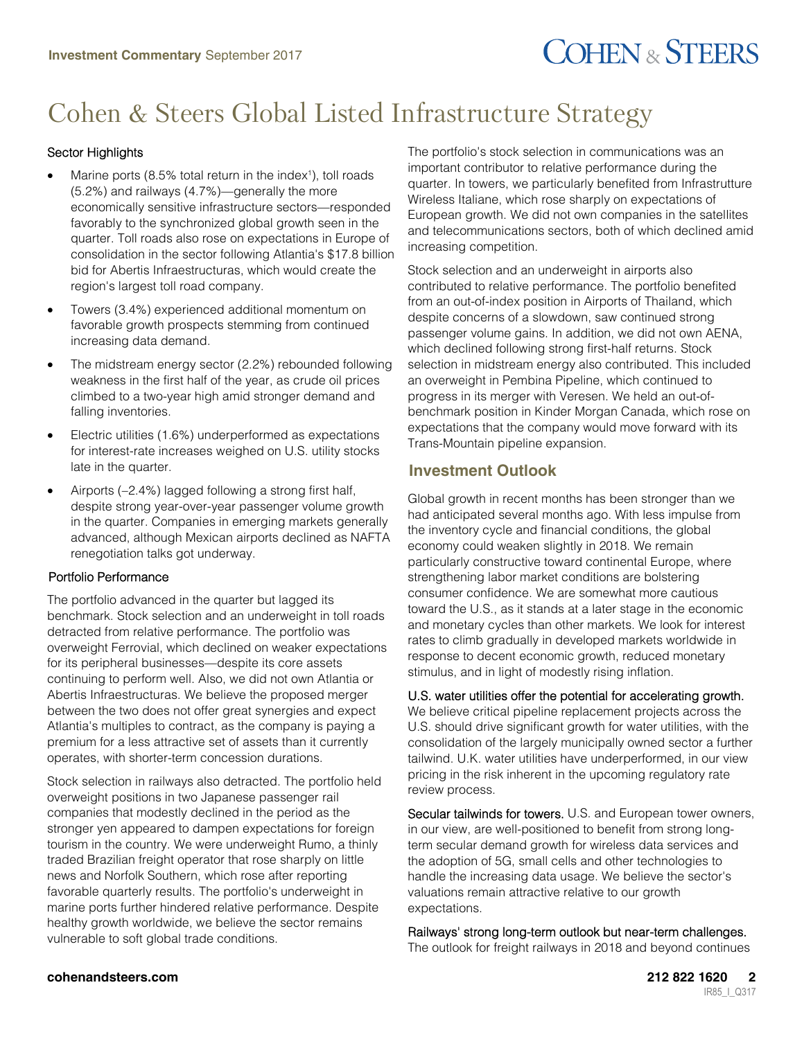# Cohen & Steers Global Listed Infrastructure Strategy

### Sector Highlights

- Marine ports (8.5% total return in the index[1]), toll roads (5.2%) and railways (4.7%)—generally the more economically sensitive infrastructure sectors—responded favorably to the synchronized global growth seen in the quarter. Toll roads also rose on expectations in Europe of consolidation in the sector following Atlantia's $17.8 billion bid for Abertis Infraestructuras, which would create the region's largest toll road company.
- Towers (3.4%) experienced additional momentum on favorable growth prospects stemming from continued increasing data demand.
- The midstream energy sector (2.2%) rebounded following weakness in the first half of the year, as crude oil prices climbed to a two-year high amid stronger demand and falling inventories.
- Electric utilities (1.6%) underperformed as expectations for interest-rate increases weighed on U.S. utility stocks late in the quarter.
- Airports (–2.4%) lagged following a strong first half, despite strong year-over-year passenger volume growth in the quarter. Companies in emerging markets generally advanced, although Mexican airports declined as NAFTA renegotiation talks got underway.

### Portfolio Performance

The portfolio advanced in the quarter but lagged its benchmark. Stock selection and an underweight in toll roads detracted from relative performance. The portfolio was overweight Ferrovial, which declined on weaker expectations for its peripheral businesses—despite its core assets continuing to perform well. Also, we did not own Atlantia or Abertis Infraestructuras. We believe the proposed merger between the two does not offer great synergies and expect Atlantia's multiples to contract, as the company is paying a premium for a less attractive set of assets than it currently operates, with shorter-term concession durations.

Stock selection in railways also detracted. The portfolio held overweight positions in two Japanese passenger rail companies that modestly declined in the period as the stronger yen appeared to dampen expectations for foreign tourism in the country. We were underweight Rumo, a thinly traded Brazilian freight operator that rose sharply on little news and Norfolk Southern, which rose after reporting favorable quarterly results. The portfolio's underweight in marine ports further hindered relative performance. Despite healthy growth worldwide, we believe the sector remains vulnerable to soft global trade conditions.

The portfolio's stock selection in communications was an important contributor to relative performance during the quarter. In towers, we particularly benefited from Infrastrutture Wireless Italiane, which rose sharply on expectations of European growth. We did not own companies in the satellites and telecommunications sectors, both of which declined amid increasing competition.

Stock selection and an underweight in airports also contributed to relative performance. The portfolio benefited from an out-of-index position in Airports of Thailand, which despite concerns of a slowdown, saw continued strong passenger volume gains. In addition, we did not own AENA, which declined following strong first-half returns. Stock selection in midstream energy also contributed. This included an overweight in Pembina Pipeline, which continued to progress in its merger with Veresen. We held an out-of-benchmark position in Kinder Morgan Canada, which rose on expectations that the company would move forward with its Trans-Mountain pipeline expansion.

## Investment Outlook

Global growth in recent months has been stronger than we had anticipated several months ago. With less impulse from the inventory cycle and financial conditions, the global economy could weaken slightly in 2018. We remain particularly constructive toward continental Europe, where strengthening labor market conditions are bolstering consumer confidence. We are somewhat more cautious toward the U.S., as it stands at a later stage in the economic and monetary cycles than other markets. We look for interest rates to climb gradually in developed markets worldwide in response to decent economic growth, reduced monetary stimulus, and in light of modestly rising inflation.

**U.S. water utilities offer the potential for accelerating growth.** We believe critical pipeline replacement projects across the U.S. should drive significant growth for water utilities, with the consolidation of the largely municipally owned sector a further tailwind. U.K. water utilities have underperformed, in our view pricing in the risk inherent in the upcoming regulatory rate review process.

**Secular tailwinds for towers.** U.S. and European tower owners, in our view, are well-positioned to benefit from strong long-term secular demand growth for wireless data services and the adoption of 5G, small cells and other technologies to handle the increasing data usage. We believe the sector's valuations remain attractive relative to our growth expectations.

**Railways' strong long-term outlook but near-term challenges.** The outlook for freight railways in 2018 and beyond continues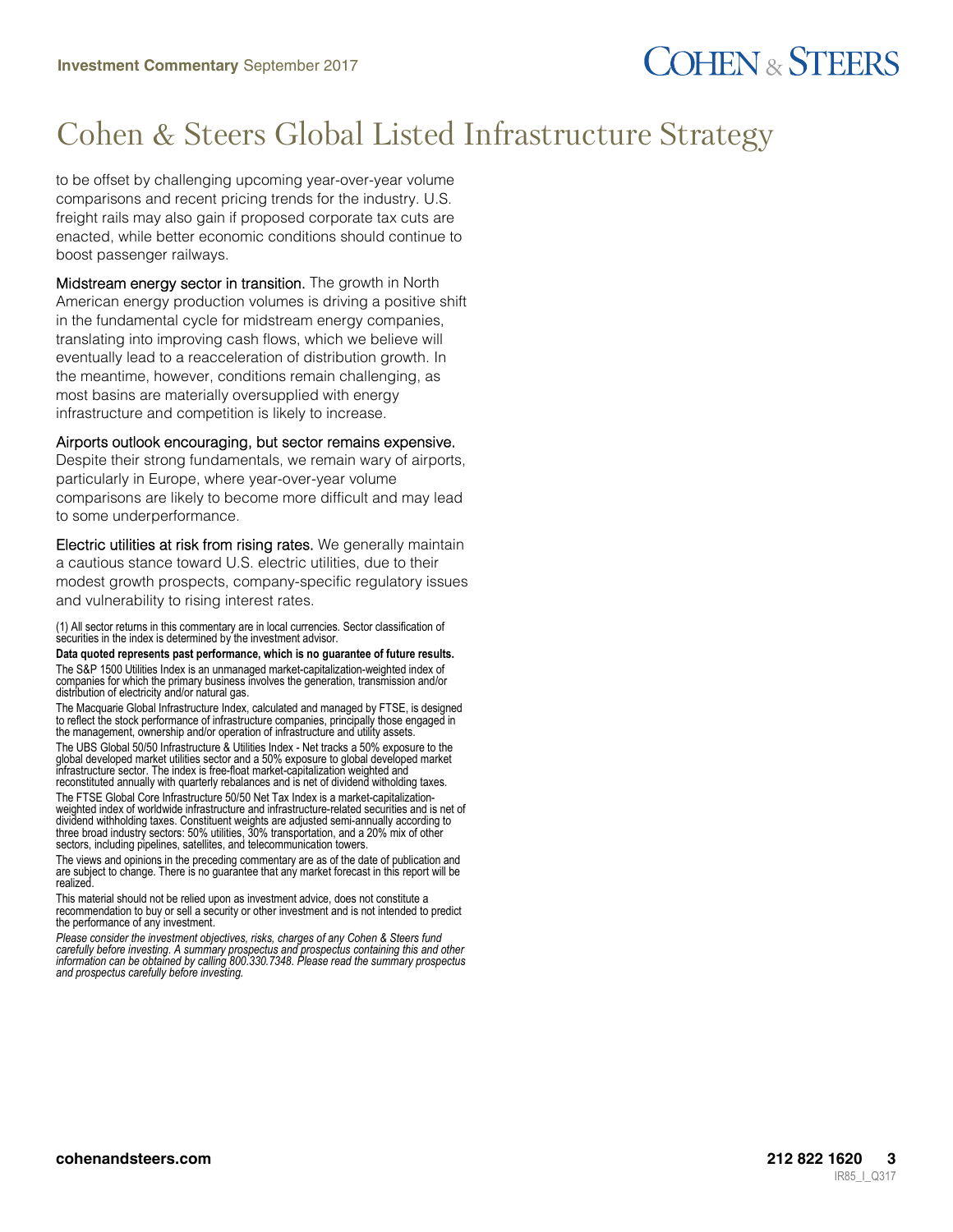to be offset by challenging upcoming year-over-year volume comparisons and recent pricing trends for the industry. U.S. freight rails may also gain if proposed corporate tax cuts are enacted, while better economic conditions should continue to boost passenger railways.

Midstream energy sector in transition. The growth in North American energy production volumes is driving a positive shift in the fundamental cycle for midstream energy companies, translating into improving cash flows, which we believe will eventually lead to a reacceleration of distribution growth. In the meantime, however, conditions remain challenging, as most basins are materially oversupplied with energy infrastructure and competition is likely to increase.

Airports outlook encouraging, but sector remains expensive. Despite their strong fundamentals, we remain wary of airports, particularly in Europe, where year-over-year volume comparisons are likely to become more difficult and may lead to some underperformance.

Electric utilities at risk from rising rates. We generally maintain a cautious stance toward U.S. electric utilities, due to their modest growth prospects, company-specific regulatory issues and vulnerability to rising interest rates.

(1) All sector returns in this commentary are in local currencies. Sector classification of securities in the index is determined by the investment advisor.

**Data quoted represents past performance, which is no guarantee of future results.**

The S&P 1500 Utilities Index is an unmanaged market-capitalization-weighted index of companies for which the primary business involves the generation, transmission and/or distribution of electricity and/or natural gas.

The Macquarie Global Infrastructure Index, calculated and managed by FTSE, is designed to reflect the stock performance of infrastructure companies, principally those engaged in the management, ownership and/or operation of infrastructure and utility assets.

The UBS Global 50/50 Infrastructure & Utilities Index - Net tracks a 50% exposure to the global developed market utilities sector and a 50% exposure to global developed market infrastructure sector. The index is free-float market-capitalization weighted and reconstituted annually with quarterly rebalances and is net of dividend witholding taxes.

The FTSE Global Core Infrastructure 50/50 Net Tax Index is a market-capitalization-weighted index of worldwide infrastructure and infrastructure-related securities and is net of dividend withholding taxes. Constituent weights are adjusted semi-annually according to three broad industry sectors: 50% utilities, 30% transportation, and a 20% mix of other sectors, including pipelines, satellites, and telecommunication towers.

The views and opinions in the preceding commentary are as of the date of publication and are subject to change. There is no guarantee that any market forecast in this report will be realized.

This material should not be relied upon as investment advice, does not constitute a recommendation to buy or sell a security or other investment and is not intended to predict the performance of any investment.

*Please consider the investment objectives, risks, charges of any Cohen & Steers fund carefully before investing. A summary prospectus and prospectus containing this and other information can be obtained by calling 800.330.7348. Please read the summary prospectus and prospectus carefully before investing.*